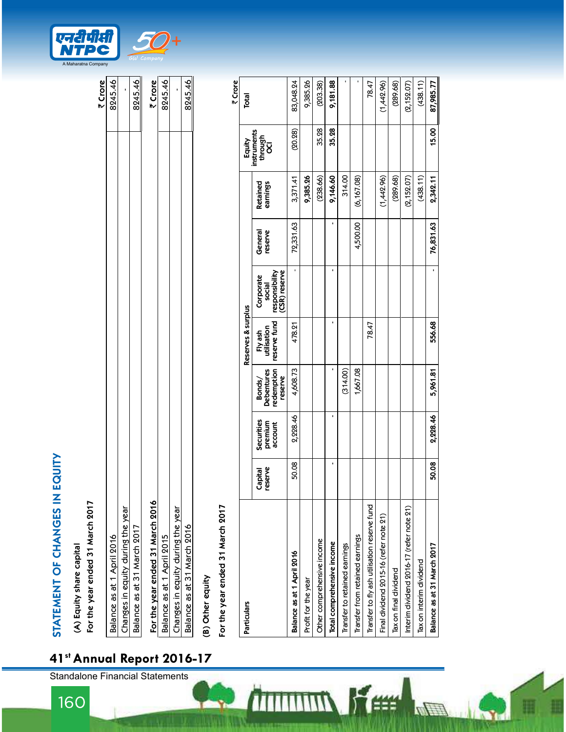# STATEMENT OF CHANGES IN EQUITY

## (A) Equity share capital

**For the year ended 31 March 2017**

| | ₹ Crore |
|---|---|
| Balance as at 1 April 2016 | 8245.46 |
| Changes in equity during the year | - |
| Balance as at 31 March 2017 | 8245.46 |

**For the year ended 31 March 2016**

| | ₹ Crore |
|---|---|
| Balance as at 1 April 2015 | 8245.46 |
| Changes in equity during the year | - |
| Balance as at 31 March 2016 | 8245.46 |

## (B) Other equity

**For the year ended 31 March 2017**

₹ Crore

| Particulars | Reserves & surplus | | | | | | | Equity instruments through OCI | Total |
|---|---|---|---|---|---|---|---|---|---|
| | Capital reserve | Securities premium account | Bonds/ Debentures redemption reserve | Fly ash utilisation reserve fund | Corporate social responsibility (CSR) reserve | General reserve | Retained earnings | | |
| **Balance as at 1 April 2016** | 50.08 | 2,228.46 | 4,608.73 | 478.21 | - | 72,331.63 | 3,371.41 | (20.28) | 83,048.24 |
| Profit for the year | | | | | | | **9,385.26** | | 9,385.26 |
| Other comprehensive income | | | | | | | (238.66) | 35.28 | (203.38) |
| **Total comprehensive income** | - | - | - | - | - | - | **9,146.60** | **35.28** | **9,181.88** |
| Transfer to retained earnings | | | (314.00) | | | | 314.00 | | - |
| Transfer from retained earnings | | | 1,667.08 | | | 4,500.00 | (6,167.08) | | - |
| Transfer to fly ash utilisation reserve fund | | | | 78.47 | | | | | 78.47 |
| Final dividend 2015-16 (refer note 21) | | | | | | | (1,442.96) | | (1,442.96) |
| Tax on final dividend | | | | | | | (289.68) | | (289.68) |
| Interim dividend 2016-17 (refer note 21) | | | | | | | (2,152.07) | | (2,152.07) |
| Tax on interim dividend | | | | | | | (438.11) | | (438.11) |
| **Balance as at 31 March 2017** | **50.08** | **2,228.46** | **5,961.81** | **556.68** | **-** | **76,831.63** | **2,342.11** | **15.00** | **87,985.77** |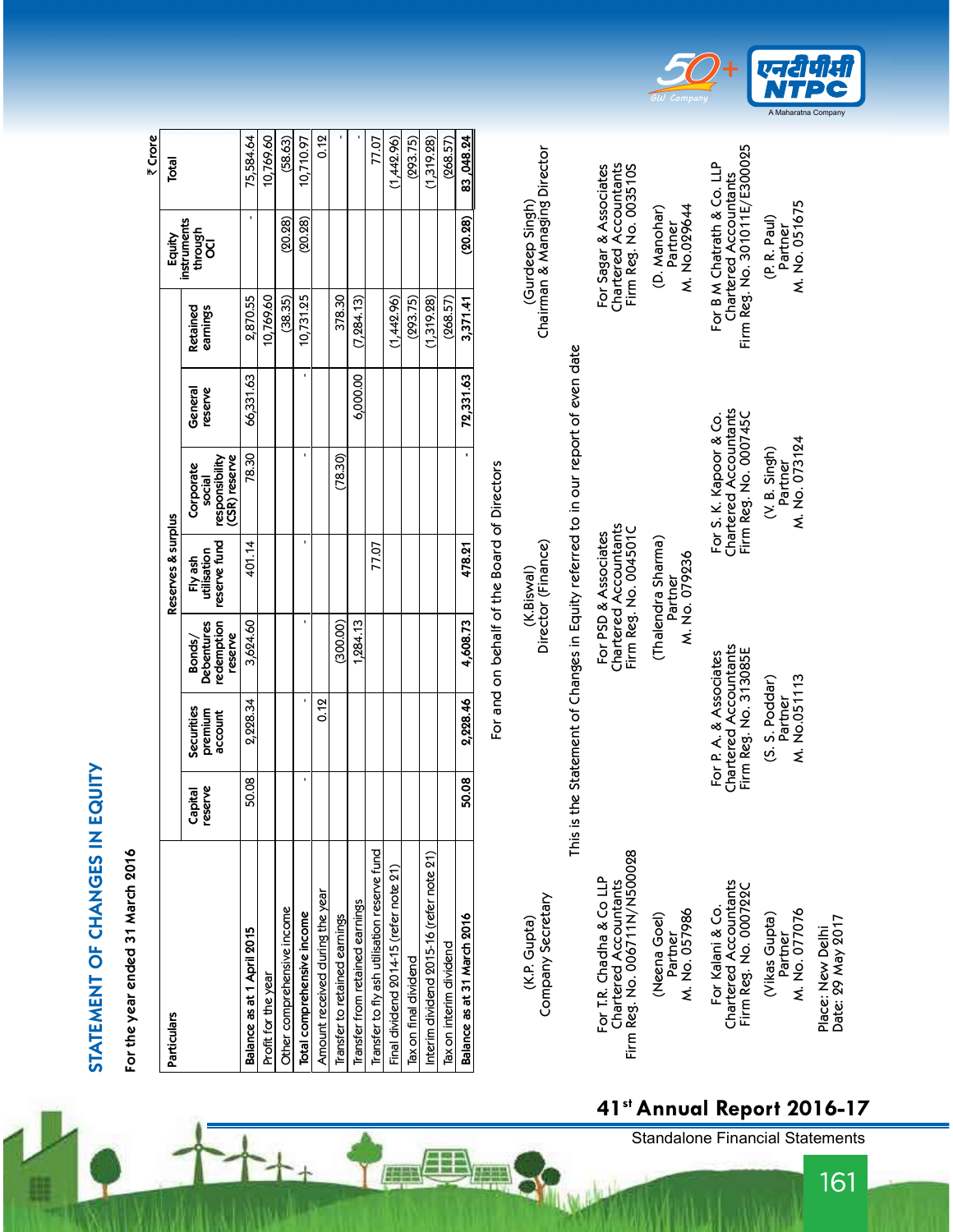# STATEMENT OF CHANGES IN EQUITY

**For the year ended 31 March 2016**

₹ Crore

| Particulars | Reserves & surplus | | | | | | | | Total |
|---|---|---|---|---|---|---|---|---|---|
| | Capital reserve | Securities premium account | Bonds/ Debentures redemption reserve | Fly ash utilisation reserve fund | Corporate social responsibility (CSR) reserve | General reserve | Retained earnings | Equity instruments through OCI | |
| **Balance as at 1 April 2015** | 50.08 | 2,228.34 | 3,624.60 | 401.14 | 78.30 | 66,331.63 | 2,870.55 | - | 75,584.64 |
| Profit for the year | | | | | | | 10,769.60 | | 10,769.60 |
| Other comprehensive income | | | | | | | (38.35) | (20.28) | (58.63) |
| **Total comprehensive income** | - | - | - | - | - | - | 10,731.25 | (20.28) | 10,710.97 |
| Amount received during the year | | 0.12 | | | | | | | 0.12 |
| Transfer to retained earnings | | | (300.00) | | (78.30) | | 378.30 | | - |
| Transfer from retained earnings | | | 1,284.13 | | | 6,000.00 | (7,284.13) | | - |
| Transfer to fly ash utilisation reserve fund | | | | 77.07 | | | | | 77.07 |
| Final dividend 2014-15 (refer note 21) | | | | | | | (1,442.96) | | (1,442.96) |
| Tax on final dividend | | | | | | | (293.75) | | (293.75) |
| Interim dividend 2015-16 (refer note 21) | | | | | | | (1,319.28) | | (1,319.28) |
| Tax on interim dividend | | | | | | | (268.57) | | (268.57) |
| **Balance as at 31 March 2016** | **50.08** | **2,228.46** | **4,608.73** | **478.21** | **-** | **72,331.63** | **3,371.41** | **(20.28)** | **83,048.24** |

For and on behalf of the Board of Directors

(K.P. Gupta)
Company Secretary

(K.Biswal)
Director (Finance)

(Gurdeep Singh)
Chairman & Managing Director

This is the Statement of Changes in Equity referred to in our report of even date

For T.R. Chadha & Co LLP
Chartered Accountants
Firm Reg. No. 006711N/N500028

(Neena Goel)
Partner
M. No. 057986

For PSD & Associates
Chartered Accountants
Firm Reg. No. 004501C

(Thalendra Sharma)
Partner
M. No. 079236

For Sagar & Associates
Chartered Accountants
Firm Reg. No. 003510S

(D. Manohar)
Partner
M. No.029644

For Kalani & Co.
Chartered Accountants
Firm Reg. No. 000722C

(Vikas Gupta)
Partner
M. No. 077076

For P. A. & Associates
Chartered Accountants
Firm Reg. No. 313085E

(S. S. Poddar)
Partner
M. No.051113

For S. K. Kapoor & Co.
Chartered Accountants
Firm Reg. No. 000745C

(V. B. Singh)
Partner
M. No. 073124

For B M Chatrath & Co. LLP
Chartered Accountants
Firm Reg. No. 301011E/E300025

(P. R. Paul)
Partner
M. No. 051675

Place: New Delhi
Date: 29 May 2017